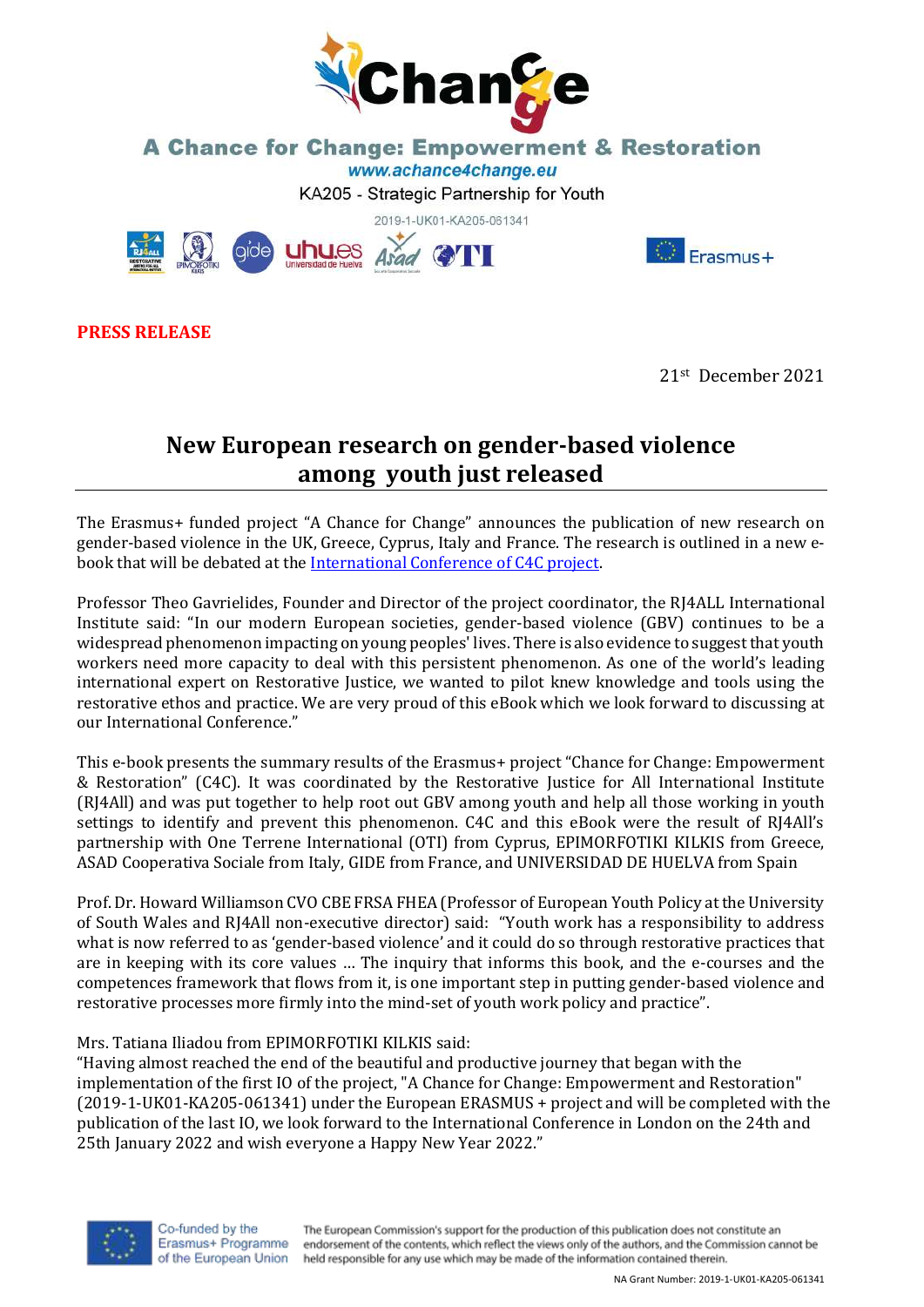# A Chance for Change: Empowerment & Restoration

www.achance4change.eu

KA205 - Strategic Partnership for Youth

2019-1-UK01-KA205-061341

**PRESS RELEASE**

21st December 2021

## New European research on gender-based violence among youth just released

The Erasmus+ funded project "A Chance for Change" announces the publication of new research on gender-based violence in the UK, Greece, Cyprus, Italy and France. The research is outlined in a new e-book that will be debated at the International Conference of C4C project.

Professor Theo Gavrielides, Founder and Director of the project coordinator, the RJ4ALL International Institute said: "In our modern European societies, gender-based violence (GBV) continues to be a widespread phenomenon impacting on young peoples' lives. There is also evidence to suggest that youth workers need more capacity to deal with this persistent phenomenon. As one of the world's leading international expert on Restorative Justice, we wanted to pilot knew knowledge and tools using the restorative ethos and practice. We are very proud of this eBook which we look forward to discussing at our International Conference."

This e-book presents the summary results of the Erasmus+ project "Chance for Change: Empowerment & Restoration" (C4C). It was coordinated by the Restorative Justice for All International Institute (RJ4All) and was put together to help root out GBV among youth and help all those working in youth settings to identify and prevent this phenomenon. C4C and this eBook were the result of RJ4All's partnership with One Terrene International (OTI) from Cyprus, EPIMORFOTIKI KILKIS from Greece, ASAD Cooperativa Sociale from Italy, GIDE from France, and UNIVERSIDAD DE HUELVA from Spain

Prof. Dr. Howard Williamson CVO CBE FRSA FHEA (Professor of European Youth Policy at the University of South Wales and RJ4All non-executive director) said: "Youth work has a responsibility to address what is now referred to as 'gender-based violence' and it could do so through restorative practices that are in keeping with its core values … The inquiry that informs this book, and the e-courses and the competences framework that flows from it, is one important step in putting gender-based violence and restorative processes more firmly into the mind-set of youth work policy and practice".

Mrs. Tatiana Iliadou from EPIMORFOTIKI KILKIS said:
"Having almost reached the end of the beautiful and productive journey that began with the implementation of the first IO of the project, "A Chance for Change: Empowerment and Restoration" (2019-1-UK01-KA205-061341) under the European ERASMUS + project and will be completed with the publication of the last IO, we look forward to the International Conference in London on the 24th and 25th January 2022 and wish everyone a Happy New Year 2022."

Co-funded by the Erasmus+ Programme of the European Union

The European Commission's support for the production of this publication does not constitute an endorsement of the contents, which reflect the views only of the authors, and the Commission cannot be held responsible for any use which may be made of the information contained therein.

NA Grant Number: 2019-1-UK01-KA205-061341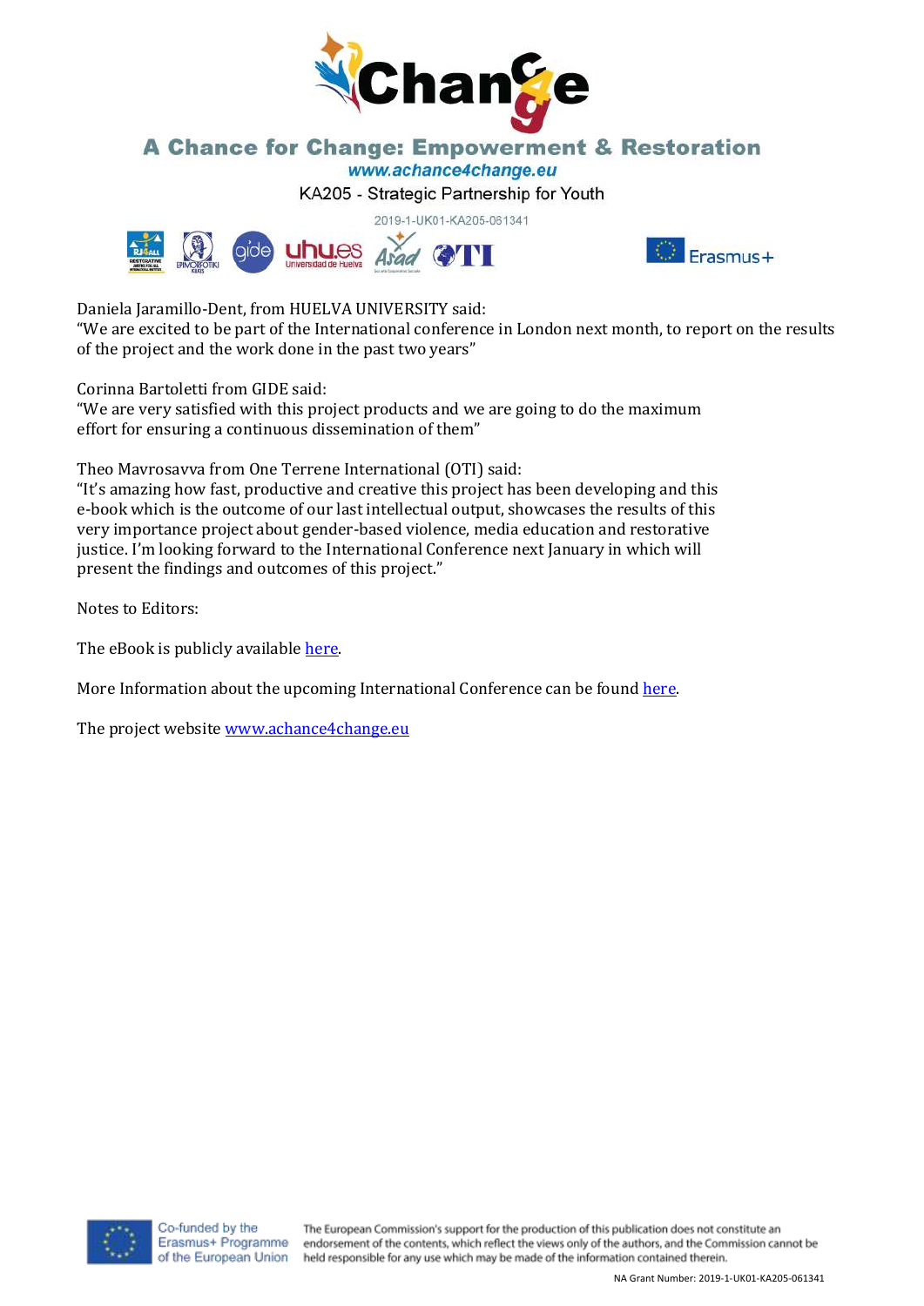Daniela Jaramillo-Dent, from HUELVA UNIVERSITY said:
"We are excited to be part of the International conference in London next month, to report on the results of the project and the work done in the past two years"

Corinna Bartoletti from GIDE said:
"We are very satisfied with this project products and we are going to do the maximum effort for ensuring a continuous dissemination of them"

Theo Mavrosavva from One Terrene International (OTI) said:
"It's amazing how fast, productive and creative this project has been developing and this e-book which is the outcome of our last intellectual output, showcases the results of this very importance project about gender-based violence, media education and restorative justice. I'm looking forward to the International Conference next January in which will present the findings and outcomes of this project."

Notes to Editors:

The eBook is publicly available here.

More Information about the upcoming International Conference can be found here.

The project website www.achance4change.eu